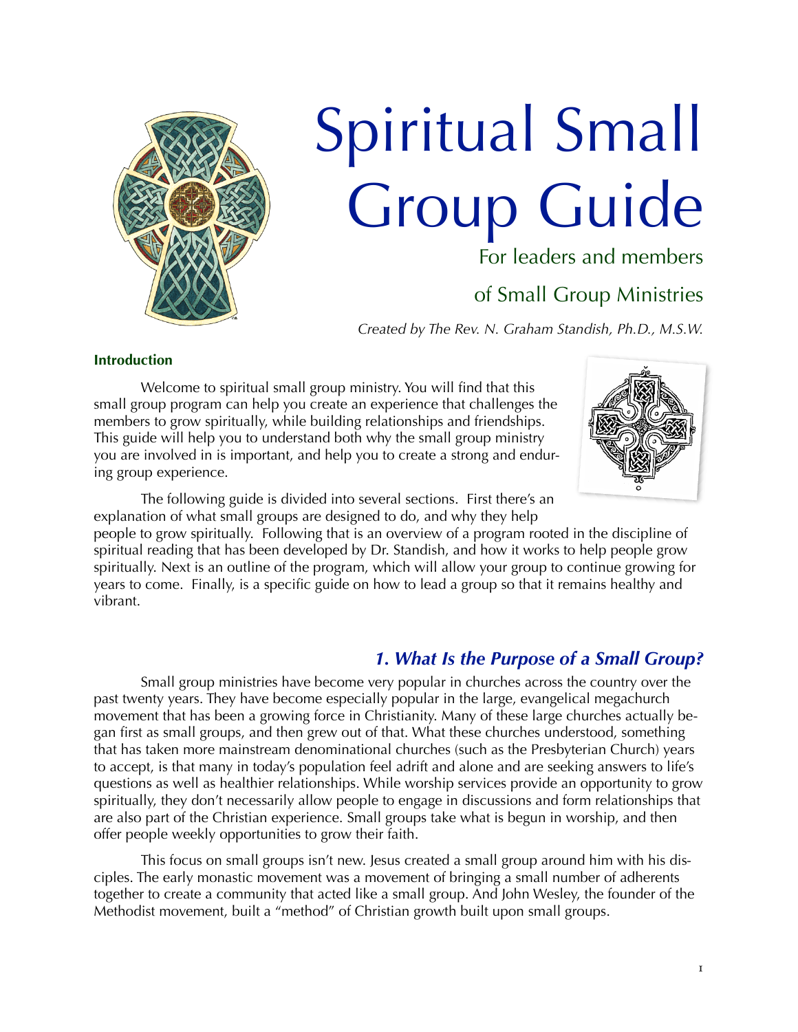# Spiritual Small Group Guide

For leaders and members

of Small Group Ministries

*Created by The Rev. N. Graham Standish, Ph.D., M.S.W.*

### Introduction

Welcome to spiritual small group ministry. You will find that this small group program can help you create an experience that challenges the members to grow spiritually, while building relationships and friendships. This guide will help you to understand both why the small group ministry you are involved in is important, and help you to create a strong and enduring group experience.

The following guide is divided into several sections. First there's an explanation of what small groups are designed to do, and why they help people to grow spiritually. Following that is an overview of a program rooted in the discipline of spiritual reading that has been developed by Dr. Standish, and how it works to help people grow spiritually. Next is an outline of the program, which will allow your group to continue growing for years to come. Finally, is a specific guide on how to lead a group so that it remains healthy and vibrant.

## *1. What Is the Purpose of a Small Group?*

Small group ministries have become very popular in churches across the country over the past twenty years. They have become especially popular in the large, evangelical megachurch movement that has been a growing force in Christianity. Many of these large churches actually began first as small groups, and then grew out of that. What these churches understood, something that has taken more mainstream denominational churches (such as the Presbyterian Church) years to accept, is that many in today's population feel adrift and alone and are seeking answers to life's questions as well as healthier relationships. While worship services provide an opportunity to grow spiritually, they don't necessarily allow people to engage in discussions and form relationships that are also part of the Christian experience. Small groups take what is begun in worship, and then offer people weekly opportunities to grow their faith.

This focus on small groups isn't new. Jesus created a small group around him with his disciples. The early monastic movement was a movement of bringing a small number of adherents together to create a community that acted like a small group. And John Wesley, the founder of the Methodist movement, built a "method" of Christian growth built upon small groups.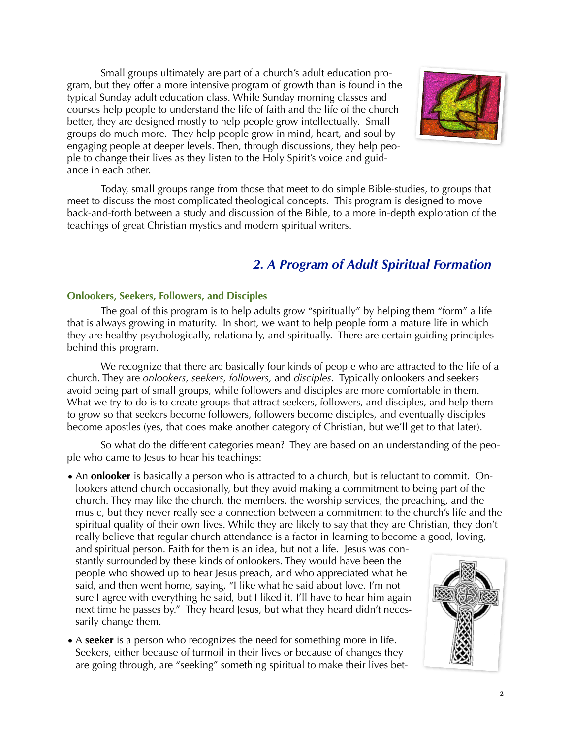Small groups ultimately are part of a church's adult education program, but they offer a more intensive program of growth than is found in the typical Sunday adult education class. While Sunday morning classes and courses help people to understand the life of faith and the life of the church better, they are designed mostly to help people grow intellectually. Small groups do much more. They help people grow in mind, heart, and soul by engaging people at deeper levels. Then, through discussions, they help people to change their lives as they listen to the Holy Spirit's voice and guidance in each other.

Today, small groups range from those that meet to do simple Bible-studies, to groups that meet to discuss the most complicated theological concepts. This program is designed to move back-and-forth between a study and discussion of the Bible, to a more in-depth exploration of the teachings of great Christian mystics and modern spiritual writers.

## 2. A Program of Adult Spiritual Formation

### Onlookers, Seekers, Followers, and Disciples

The goal of this program is to help adults grow "spiritually" by helping them "form" a life that is always growing in maturity. In short, we want to help people form a mature life in which they are healthy psychologically, relationally, and spiritually. There are certain guiding principles behind this program.

We recognize that there are basically four kinds of people who are attracted to the life of a church. They are *onlookers, seekers, followers,* and *disciples*. Typically onlookers and seekers avoid being part of small groups, while followers and disciples are more comfortable in them. What we try to do is to create groups that attract seekers, followers, and disciples, and help them to grow so that seekers become followers, followers become disciples, and eventually disciples become apostles (yes, that does make another category of Christian, but we'll get to that later).

So what do the different categories mean? They are based on an understanding of the people who came to Jesus to hear his teachings:

- An **onlooker** is basically a person who is attracted to a church, but is reluctant to commit. Onlookers attend church occasionally, but they avoid making a commitment to being part of the church. They may like the church, the members, the worship services, the preaching, and the music, but they never really see a connection between a commitment to the church's life and the spiritual quality of their own lives. While they are likely to say that they are Christian, they don't really believe that regular church attendance is a factor in learning to become a good, loving, and spiritual person. Faith for them is an idea, but not a life. Jesus was constantly surrounded by these kinds of onlookers. They would have been the people who showed up to hear Jesus preach, and who appreciated what he said, and then went home, saying, "I like what he said about love. I'm not sure I agree with everything he said, but I liked it. I'll have to hear him again next time he passes by." They heard Jesus, but what they heard didn't necessarily change them.

- A **seeker** is a person who recognizes the need for something more in life. Seekers, either because of turmoil in their lives or because of changes they are going through, are "seeking" something spiritual to make their lives bet-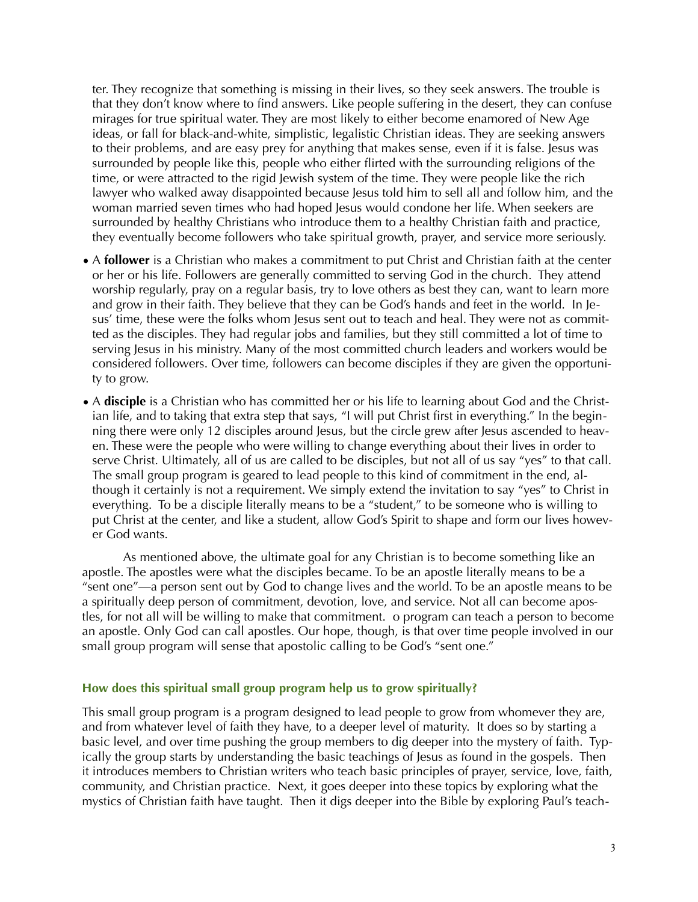ter. They recognize that something is missing in their lives, so they seek answers. The trouble is that they don't know where to find answers. Like people suffering in the desert, they can confuse mirages for true spiritual water. They are most likely to either become enamored of New Age ideas, or fall for black-and-white, simplistic, legalistic Christian ideas. They are seeking answers to their problems, and are easy prey for anything that makes sense, even if it is false. Jesus was surrounded by people like this, people who either flirted with the surrounding religions of the time, or were attracted to the rigid Jewish system of the time. They were people like the rich lawyer who walked away disappointed because Jesus told him to sell all and follow him, and the woman married seven times who had hoped Jesus would condone her life. When seekers are surrounded by healthy Christians who introduce them to a healthy Christian faith and practice, they eventually become followers who take spiritual growth, prayer, and service more seriously.

- A **follower** is a Christian who makes a commitment to put Christ and Christian faith at the center or her or his life. Followers are generally committed to serving God in the church. They attend worship regularly, pray on a regular basis, try to love others as best they can, want to learn more and grow in their faith. They believe that they can be God's hands and feet in the world. In Jesus' time, these were the folks whom Jesus sent out to teach and heal. They were not as committed as the disciples. They had regular jobs and families, but they still committed a lot of time to serving Jesus in his ministry. Many of the most committed church leaders and workers would be considered followers. Over time, followers can become disciples if they are given the opportunity to grow.
- A **disciple** is a Christian who has committed her or his life to learning about God and the Christian life, and to taking that extra step that says, "I will put Christ first in everything." In the beginning there were only 12 disciples around Jesus, but the circle grew after Jesus ascended to heaven. These were the people who were willing to change everything about their lives in order to serve Christ. Ultimately, all of us are called to be disciples, but not all of us say "yes" to that call. The small group program is geared to lead people to this kind of commitment in the end, although it certainly is not a requirement. We simply extend the invitation to say "yes" to Christ in everything. To be a disciple literally means to be a "student," to be someone who is willing to put Christ at the center, and like a student, allow God's Spirit to shape and form our lives however God wants.

As mentioned above, the ultimate goal for any Christian is to become something like an apostle. The apostles were what the disciples became. To be an apostle literally means to be a "sent one"—a person sent out by God to change lives and the world. To be an apostle means to be a spiritually deep person of commitment, devotion, love, and service. Not all can become apostles, for not all will be willing to make that commitment. o program can teach a person to become an apostle. Only God can call apostles. Our hope, though, is that over time people involved in our small group program will sense that apostolic calling to be God's "sent one."

### How does this spiritual small group program help us to grow spiritually?

This small group program is a program designed to lead people to grow from whomever they are, and from whatever level of faith they have, to a deeper level of maturity. It does so by starting a basic level, and over time pushing the group members to dig deeper into the mystery of faith. Typically the group starts by understanding the basic teachings of Jesus as found in the gospels. Then it introduces members to Christian writers who teach basic principles of prayer, service, love, faith, community, and Christian practice. Next, it goes deeper into these topics by exploring what the mystics of Christian faith have taught. Then it digs deeper into the Bible by exploring Paul's teach-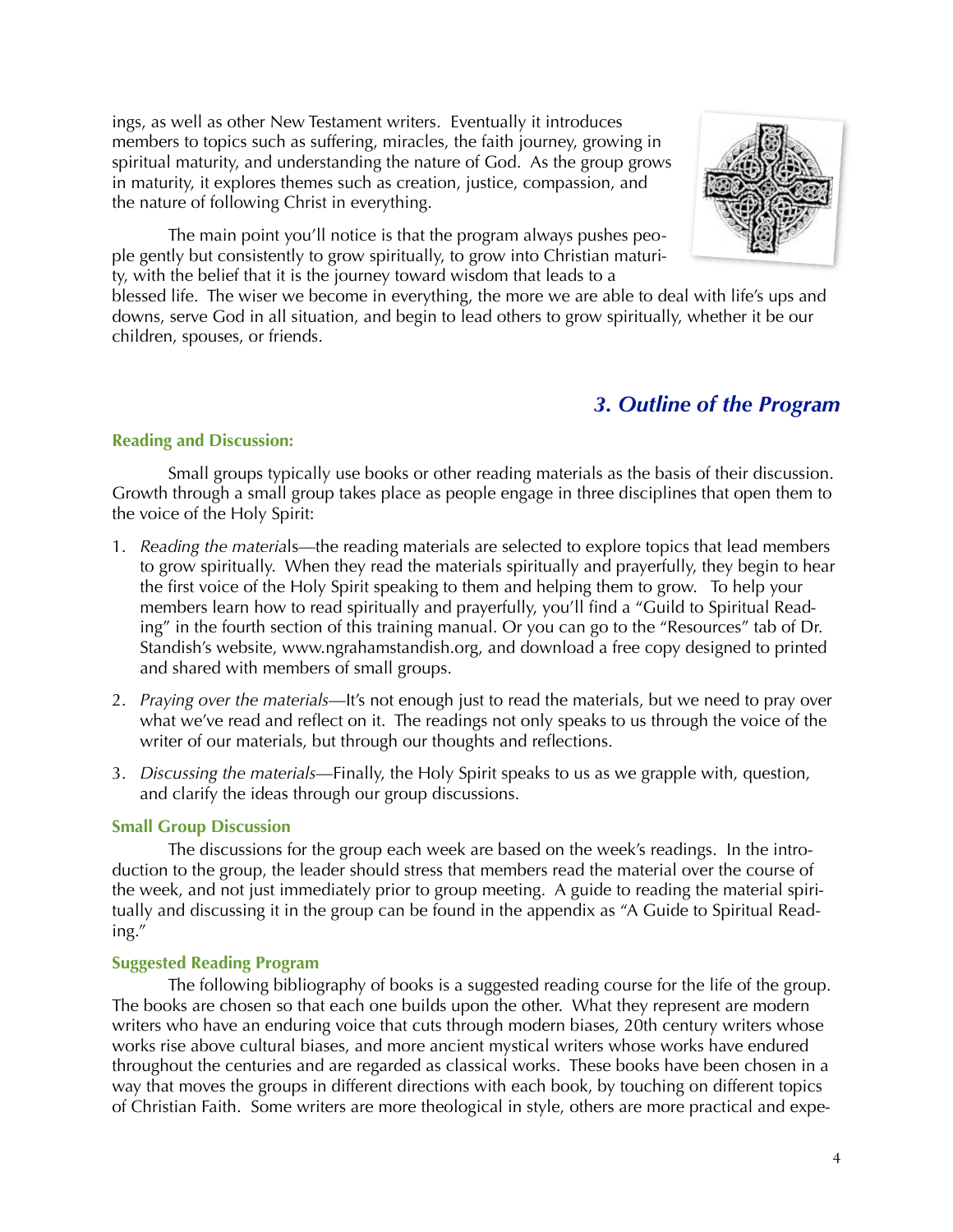ings, as well as other New Testament writers. Eventually it introduces members to topics such as suffering, miracles, the faith journey, growing in spiritual maturity, and understanding the nature of God. As the group grows in maturity, it explores themes such as creation, justice, compassion, and the nature of following Christ in everything.

The main point you'll notice is that the program always pushes people gently but consistently to grow spiritually, to grow into Christian maturity, with the belief that it is the journey toward wisdom that leads to a blessed life. The wiser we become in everything, the more we are able to deal with life's ups and downs, serve God in all situation, and begin to lead others to grow spiritually, whether it be our children, spouses, or friends.

## *3. Outline of the Program*

### Reading and Discussion:

Small groups typically use books or other reading materials as the basis of their discussion. Growth through a small group takes place as people engage in three disciplines that open them to the voice of the Holy Spirit:

1. *Reading the materials*—the reading materials are selected to explore topics that lead members to grow spiritually. When they read the materials spiritually and prayerfully, they begin to hear the first voice of the Holy Spirit speaking to them and helping them to grow. To help your members learn how to read spiritually and prayerfully, you'll find a "Guild to Spiritual Reading" in the fourth section of this training manual. Or you can go to the "Resources" tab of Dr. Standish's website, www.ngrahamstandish.org, and download a free copy designed to printed and shared with members of small groups.
2. *Praying over the materials*—It's not enough just to read the materials, but we need to pray over what we've read and reflect on it. The readings not only speaks to us through the voice of the writer of our materials, but through our thoughts and reflections.
3. *Discussing the materials*—Finally, the Holy Spirit speaks to us as we grapple with, question, and clarify the ideas through our group discussions.

### Small Group Discussion

The discussions for the group each week are based on the week's readings. In the introduction to the group, the leader should stress that members read the material over the course of the week, and not just immediately prior to group meeting. A guide to reading the material spiritually and discussing it in the group can be found in the appendix as "A Guide to Spiritual Reading."

### Suggested Reading Program

The following bibliography of books is a suggested reading course for the life of the group. The books are chosen so that each one builds upon the other. What they represent are modern writers who have an enduring voice that cuts through modern biases, 20th century writers whose works rise above cultural biases, and more ancient mystical writers whose works have endured throughout the centuries and are regarded as classical works. These books have been chosen in a way that moves the groups in different directions with each book, by touching on different topics of Christian Faith. Some writers are more theological in style, others are more practical and expe-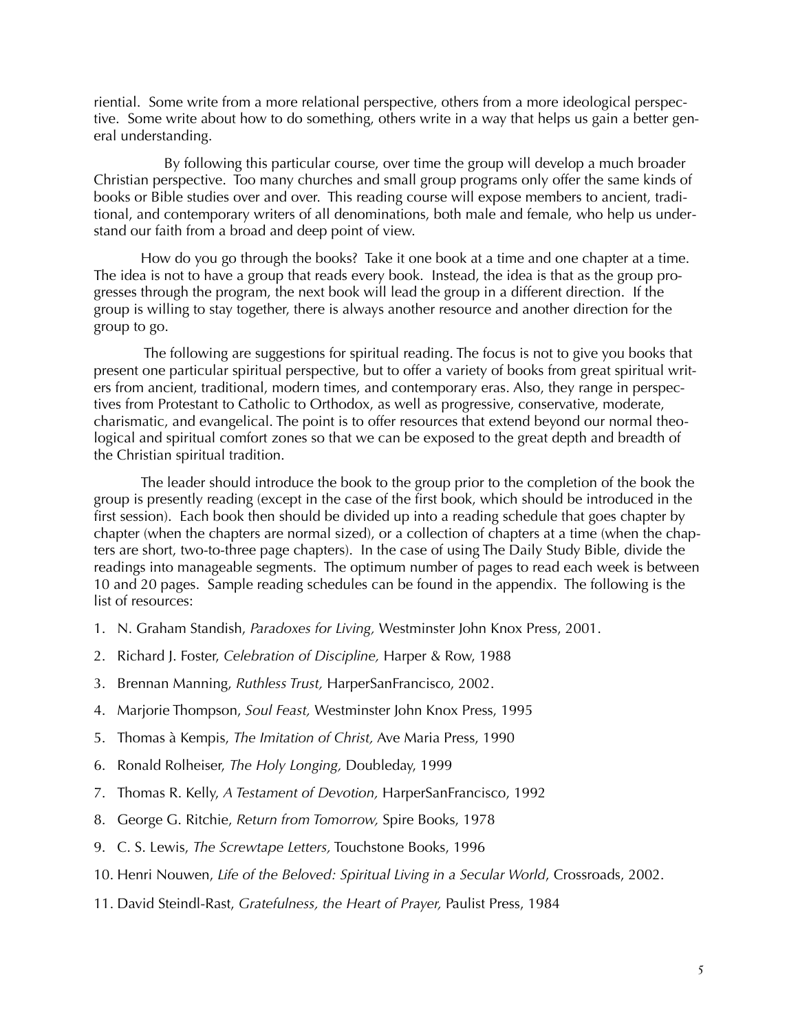riential. Some write from a more relational perspective, others from a more ideological perspective. Some write about how to do something, others write in a way that helps us gain a better general understanding.

By following this particular course, over time the group will develop a much broader Christian perspective. Too many churches and small group programs only offer the same kinds of books or Bible studies over and over. This reading course will expose members to ancient, traditional, and contemporary writers of all denominations, both male and female, who help us understand our faith from a broad and deep point of view.

How do you go through the books? Take it one book at a time and one chapter at a time. The idea is not to have a group that reads every book. Instead, the idea is that as the group progresses through the program, the next book will lead the group in a different direction. If the group is willing to stay together, there is always another resource and another direction for the group to go.

The following are suggestions for spiritual reading. The focus is not to give you books that present one particular spiritual perspective, but to offer a variety of books from great spiritual writers from ancient, traditional, modern times, and contemporary eras. Also, they range in perspectives from Protestant to Catholic to Orthodox, as well as progressive, conservative, moderate, charismatic, and evangelical. The point is to offer resources that extend beyond our normal theological and spiritual comfort zones so that we can be exposed to the great depth and breadth of the Christian spiritual tradition.

The leader should introduce the book to the group prior to the completion of the book the group is presently reading (except in the case of the first book, which should be introduced in the first session). Each book then should be divided up into a reading schedule that goes chapter by chapter (when the chapters are normal sized), or a collection of chapters at a time (when the chapters are short, two-to-three page chapters). In the case of using The Daily Study Bible, divide the readings into manageable segments. The optimum number of pages to read each week is between 10 and 20 pages. Sample reading schedules can be found in the appendix. The following is the list of resources:

1. N. Graham Standish, *Paradoxes for Living,* Westminster John Knox Press, 2001.
2. Richard J. Foster, *Celebration of Discipline,* Harper & Row, 1988
3. Brennan Manning, *Ruthless Trust,* HarperSanFrancisco, 2002.
4. Marjorie Thompson, *Soul Feast,* Westminster John Knox Press, 1995
5. Thomas à Kempis, *The Imitation of Christ,* Ave Maria Press, 1990
6. Ronald Rolheiser, *The Holy Longing,* Doubleday, 1999
7. Thomas R. Kelly, *A Testament of Devotion,* HarperSanFrancisco, 1992
8. George G. Ritchie, *Return from Tomorrow,* Spire Books, 1978
9. C. S. Lewis, *The Screwtape Letters,* Touchstone Books, 1996
10. Henri Nouwen, *Life of the Beloved: Spiritual Living in a Secular World*, Crossroads, 2002.
11. David Steindl-Rast, *Gratefulness, the Heart of Prayer,* Paulist Press, 1984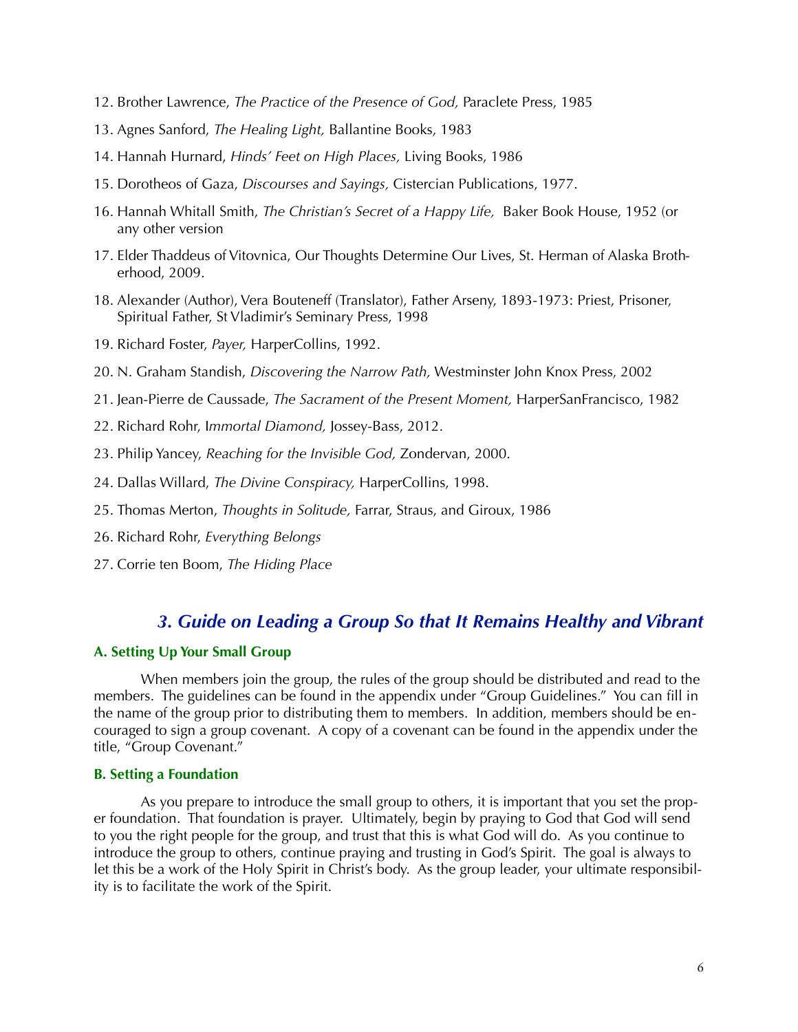12. Brother Lawrence, *The Practice of the Presence of God,* Paraclete Press, 1985
13. Agnes Sanford, *The Healing Light,* Ballantine Books, 1983
14. Hannah Hurnard, *Hinds' Feet on High Places,* Living Books, 1986
15. Dorotheos of Gaza, *Discourses and Sayings,* Cistercian Publications, 1977.
16. Hannah Whitall Smith, *The Christian's Secret of a Happy Life,* Baker Book House, 1952 (or any other version
17. Elder Thaddeus of Vitovnica, Our Thoughts Determine Our Lives, St. Herman of Alaska Brotherhood, 2009.
18. Alexander (Author), Vera Bouteneff (Translator), Father Arseny, 1893-1973: Priest, Prisoner, Spiritual Father, St Vladimir's Seminary Press, 1998
19. Richard Foster, *Payer,* HarperCollins, 1992.
20. N. Graham Standish, *Discovering the Narrow Path,* Westminster John Knox Press, 2002
21. Jean-Pierre de Caussade, *The Sacrament of the Present Moment,* HarperSanFrancisco, 1982
22. Richard Rohr, I*mmortal Diamond,* Jossey-Bass, 2012.
23. Philip Yancey, *Reaching for the Invisible God,* Zondervan, 2000.
24. Dallas Willard, *The Divine Conspiracy,* HarperCollins, 1998.
25. Thomas Merton, *Thoughts in Solitude,* Farrar, Straus, and Giroux, 1986
26. Richard Rohr, *Everything Belongs*
27. Corrie ten Boom, *The Hiding Place*

## *3. Guide on Leading a Group So that It Remains Healthy and Vibrant*

### A. Setting Up Your Small Group

When members join the group, the rules of the group should be distributed and read to the members. The guidelines can be found in the appendix under "Group Guidelines." You can fill in the name of the group prior to distributing them to members. In addition, members should be encouraged to sign a group covenant. A copy of a covenant can be found in the appendix under the title, "Group Covenant."

### B. Setting a Foundation

As you prepare to introduce the small group to others, it is important that you set the proper foundation. That foundation is prayer. Ultimately, begin by praying to God that God will send to you the right people for the group, and trust that this is what God will do. As you continue to introduce the group to others, continue praying and trusting in God's Spirit. The goal is always to let this be a work of the Holy Spirit in Christ's body. As the group leader, your ultimate responsibility is to facilitate the work of the Spirit.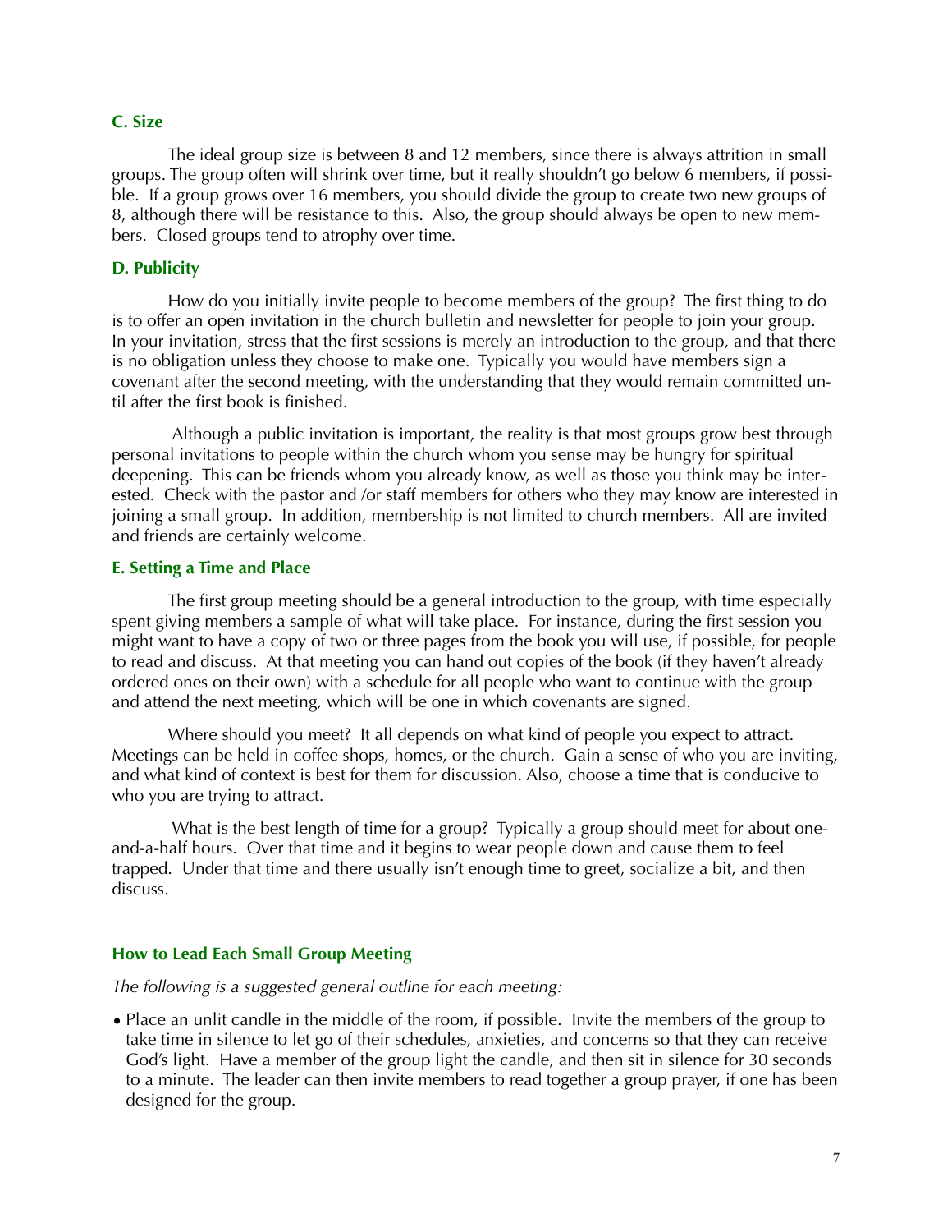### C. Size

The ideal group size is between 8 and 12 members, since there is always attrition in small groups. The group often will shrink over time, but it really shouldn't go below 6 members, if possible. If a group grows over 16 members, you should divide the group to create two new groups of 8, although there will be resistance to this. Also, the group should always be open to new members. Closed groups tend to atrophy over time.

### D. Publicity

How do you initially invite people to become members of the group? The first thing to do is to offer an open invitation in the church bulletin and newsletter for people to join your group. In your invitation, stress that the first sessions is merely an introduction to the group, and that there is no obligation unless they choose to make one. Typically you would have members sign a covenant after the second meeting, with the understanding that they would remain committed until after the first book is finished.

Although a public invitation is important, the reality is that most groups grow best through personal invitations to people within the church whom you sense may be hungry for spiritual deepening. This can be friends whom you already know, as well as those you think may be interested. Check with the pastor and /or staff members for others who they may know are interested in joining a small group. In addition, membership is not limited to church members. All are invited and friends are certainly welcome.

### E. Setting a Time and Place

The first group meeting should be a general introduction to the group, with time especially spent giving members a sample of what will take place. For instance, during the first session you might want to have a copy of two or three pages from the book you will use, if possible, for people to read and discuss. At that meeting you can hand out copies of the book (if they haven't already ordered ones on their own) with a schedule for all people who want to continue with the group and attend the next meeting, which will be one in which covenants are signed.

Where should you meet? It all depends on what kind of people you expect to attract. Meetings can be held in coffee shops, homes, or the church. Gain a sense of who you are inviting, and what kind of context is best for them for discussion. Also, choose a time that is conducive to who you are trying to attract.

What is the best length of time for a group? Typically a group should meet for about one-and-a-half hours. Over that time and it begins to wear people down and cause them to feel trapped. Under that time and there usually isn't enough time to greet, socialize a bit, and then discuss.

## How to Lead Each Small Group Meeting

*The following is a suggested general outline for each meeting:*

- Place an unlit candle in the middle of the room, if possible. Invite the members of the group to take time in silence to let go of their schedules, anxieties, and concerns so that they can receive God's light. Have a member of the group light the candle, and then sit in silence for 30 seconds to a minute. The leader can then invite members to read together a group prayer, if one has been designed for the group.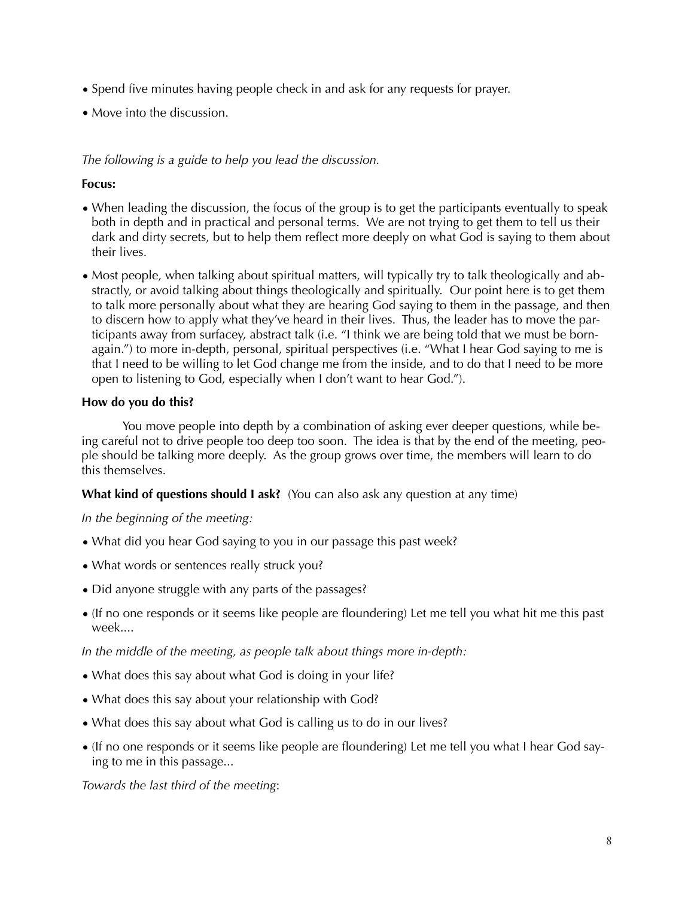- Spend five minutes having people check in and ask for any requests for prayer.
- Move into the discussion.

*The following is a guide to help you lead the discussion.*

**Focus:**

- When leading the discussion, the focus of the group is to get the participants eventually to speak both in depth and in practical and personal terms. We are not trying to get them to tell us their dark and dirty secrets, but to help them reflect more deeply on what God is saying to them about their lives.
- Most people, when talking about spiritual matters, will typically try to talk theologically and abstractly, or avoid talking about things theologically and spiritually. Our point here is to get them to talk more personally about what they are hearing God saying to them in the passage, and then to discern how to apply what they've heard in their lives. Thus, the leader has to move the participants away from surfacey, abstract talk (i.e. "I think we are being told that we must be born-again.") to more in-depth, personal, spiritual perspectives (i.e. "What I hear God saying to me is that I need to be willing to let God change me from the inside, and to do that I need to be more open to listening to God, especially when I don't want to hear God.").

**How do you do this?**

You move people into depth by a combination of asking ever deeper questions, while being careful not to drive people too deep too soon. The idea is that by the end of the meeting, people should be talking more deeply. As the group grows over time, the members will learn to do this themselves.

**What kind of questions should I ask?** (You can also ask any question at any time)

*In the beginning of the meeting:*

- What did you hear God saying to you in our passage this past week?
- What words or sentences really struck you?
- Did anyone struggle with any parts of the passages?
- (If no one responds or it seems like people are floundering) Let me tell you what hit me this past week....

*In the middle of the meeting, as people talk about things more in-depth:*

- What does this say about what God is doing in your life?
- What does this say about your relationship with God?
- What does this say about what God is calling us to do in our lives?
- (If no one responds or it seems like people are floundering) Let me tell you what I hear God saying to me in this passage...

*Towards the last third of the meeting*: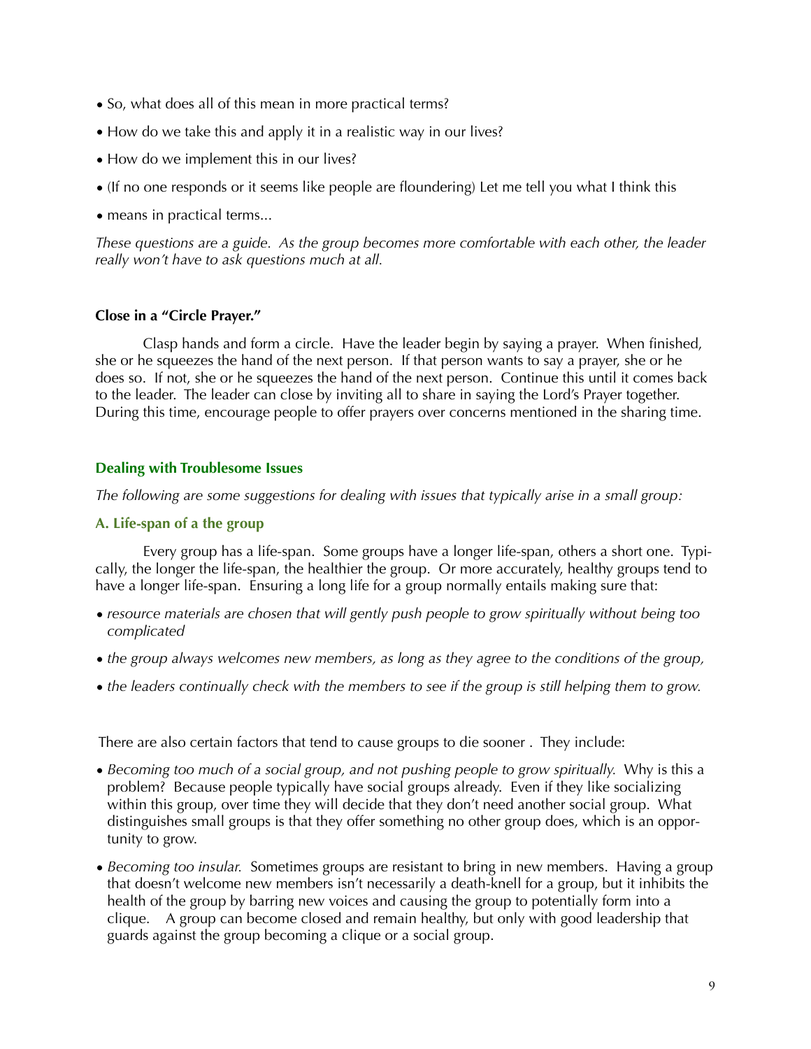- So, what does all of this mean in more practical terms?
- How do we take this and apply it in a realistic way in our lives?
- How do we implement this in our lives?
- (If no one responds or it seems like people are floundering) Let me tell you what I think this
- means in practical terms...

*These questions are a guide. As the group becomes more comfortable with each other, the leader really won't have to ask questions much at all.*

**Close in a "Circle Prayer."**

Clasp hands and form a circle. Have the leader begin by saying a prayer. When finished, she or he squeezes the hand of the next person. If that person wants to say a prayer, she or he does so. If not, she or he squeezes the hand of the next person. Continue this until it comes back to the leader. The leader can close by inviting all to share in saying the Lord's Prayer together. During this time, encourage people to offer prayers over concerns mentioned in the sharing time.

## Dealing with Troublesome Issues

*The following are some suggestions for dealing with issues that typically arise in a small group:*

### A. Life-span of a the group

Every group has a life-span. Some groups have a longer life-span, others a short one. Typically, the longer the life-span, the healthier the group. Or more accurately, healthy groups tend to have a longer life-span. Ensuring a long life for a group normally entails making sure that:

- *resource materials are chosen that will gently push people to grow spiritually without being too complicated*
- *the group always welcomes new members, as long as they agree to the conditions of the group,*
- *the leaders continually check with the members to see if the group is still helping them to grow.*

There are also certain factors that tend to cause groups to die sooner . They include:

- *Becoming too much of a social group, and not pushing people to grow spiritually.* Why is this a problem? Because people typically have social groups already. Even if they like socializing within this group, over time they will decide that they don't need another social group. What distinguishes small groups is that they offer something no other group does, which is an opportunity to grow.
- *Becoming too insular.* Sometimes groups are resistant to bring in new members. Having a group that doesn't welcome new members isn't necessarily a death-knell for a group, but it inhibits the health of the group by barring new voices and causing the group to potentially form into a clique. A group can become closed and remain healthy, but only with good leadership that guards against the group becoming a clique or a social group.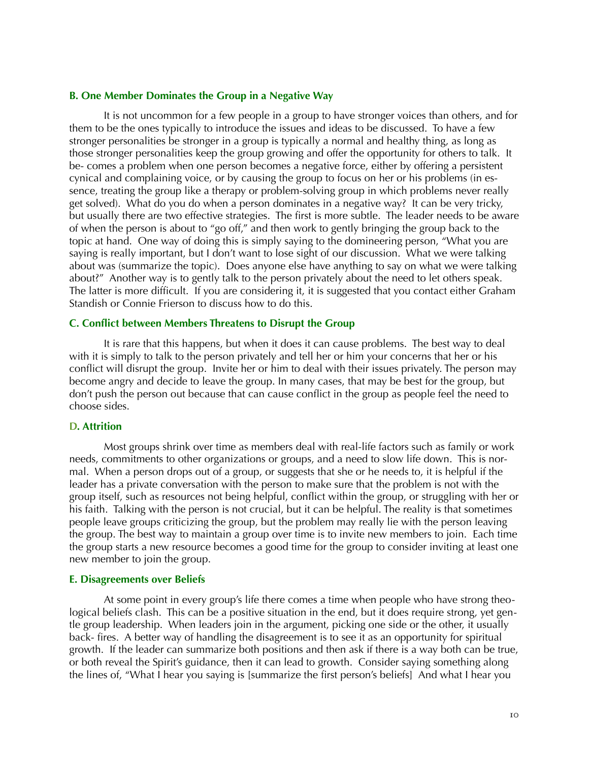### B. One Member Dominates the Group in a Negative Way

It is not uncommon for a few people in a group to have stronger voices than others, and for them to be the ones typically to introduce the issues and ideas to be discussed. To have a few stronger personalities be stronger in a group is typically a normal and healthy thing, as long as those stronger personalities keep the group growing and offer the opportunity for others to talk. It be- comes a problem when one person becomes a negative force, either by offering a persistent cynical and complaining voice, or by causing the group to focus on her or his problems (in essence, treating the group like a therapy or problem-solving group in which problems never really get solved). What do you do when a person dominates in a negative way? It can be very tricky, but usually there are two effective strategies. The first is more subtle. The leader needs to be aware of when the person is about to "go off," and then work to gently bringing the group back to the topic at hand. One way of doing this is simply saying to the domineering person, "What you are saying is really important, but I don't want to lose sight of our discussion. What we were talking about was (summarize the topic). Does anyone else have anything to say on what we were talking about?" Another way is to gently talk to the person privately about the need to let others speak. The latter is more difficult. If you are considering it, it is suggested that you contact either Graham Standish or Connie Frierson to discuss how to do this.

### C. Conflict between Members Threatens to Disrupt the Group

It is rare that this happens, but when it does it can cause problems. The best way to deal with it is simply to talk to the person privately and tell her or him your concerns that her or his conflict will disrupt the group. Invite her or him to deal with their issues privately. The person may become angry and decide to leave the group. In many cases, that may be best for the group, but don't push the person out because that can cause conflict in the group as people feel the need to choose sides.

### D. Attrition

Most groups shrink over time as members deal with real-life factors such as family or work needs, commitments to other organizations or groups, and a need to slow life down. This is normal. When a person drops out of a group, or suggests that she or he needs to, it is helpful if the leader has a private conversation with the person to make sure that the problem is not with the group itself, such as resources not being helpful, conflict within the group, or struggling with her or his faith. Talking with the person is not crucial, but it can be helpful. The reality is that sometimes people leave groups criticizing the group, but the problem may really lie with the person leaving the group. The best way to maintain a group over time is to invite new members to join. Each time the group starts a new resource becomes a good time for the group to consider inviting at least one new member to join the group.

### E. Disagreements over Beliefs

At some point in every group's life there comes a time when people who have strong theological beliefs clash. This can be a positive situation in the end, but it does require strong, yet gentle group leadership. When leaders join in the argument, picking one side or the other, it usually back- fires. A better way of handling the disagreement is to see it as an opportunity for spiritual growth. If the leader can summarize both positions and then ask if there is a way both can be true, or both reveal the Spirit's guidance, then it can lead to growth. Consider saying something along the lines of, "What I hear you saying is [summarize the first person's beliefs] And what I hear you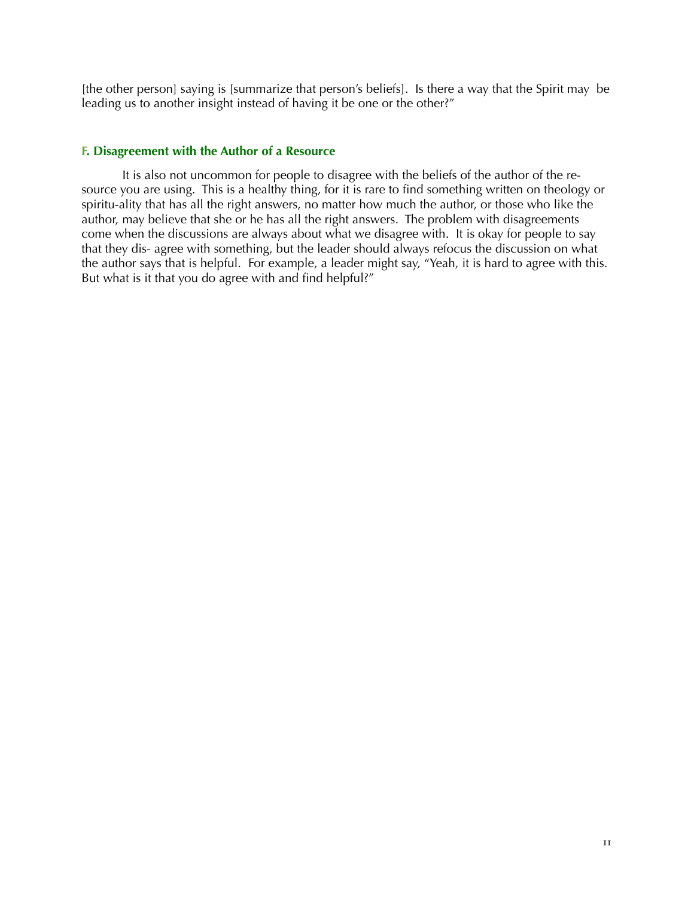[the other person] saying is [summarize that person's beliefs]. Is there a way that the Spirit may be leading us to another insight instead of having it be one or the other?"

### F. Disagreement with the Author of a Resource

It is also not uncommon for people to disagree with the beliefs of the author of the resource you are using. This is a healthy thing, for it is rare to find something written on theology or spiritu-ality that has all the right answers, no matter how much the author, or those who like the author, may believe that she or he has all the right answers. The problem with disagreements come when the discussions are always about what we disagree with. It is okay for people to say that they dis- agree with something, but the leader should always refocus the discussion on what the author says that is helpful. For example, a leader might say, "Yeah, it is hard to agree with this. But what is it that you do agree with and find helpful?"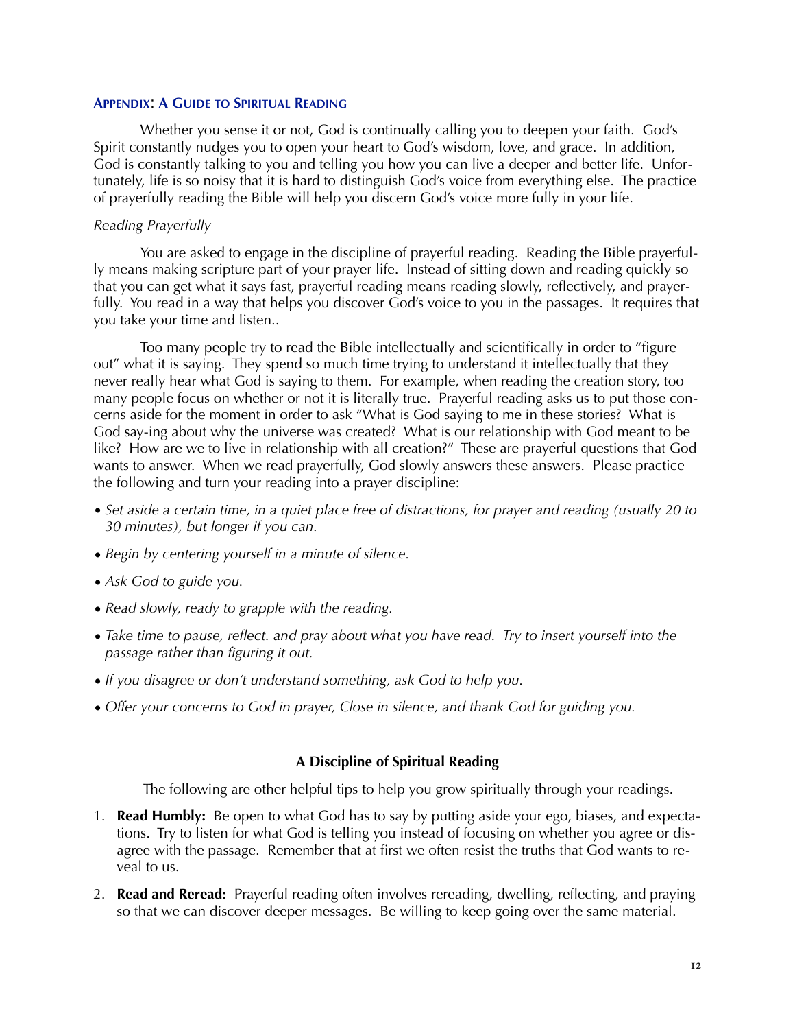### Appendix: A Guide to Spiritual Reading

Whether you sense it or not, God is continually calling you to deepen your faith. God's Spirit constantly nudges you to open your heart to God's wisdom, love, and grace. In addition, God is constantly talking to you and telling you how you can live a deeper and better life. Unfortunately, life is so noisy that it is hard to distinguish God's voice from everything else. The practice of prayerfully reading the Bible will help you discern God's voice more fully in your life.

*Reading Prayerfully*

You are asked to engage in the discipline of prayerful reading. Reading the Bible prayerfully means making scripture part of your prayer life. Instead of sitting down and reading quickly so that you can get what it says fast, prayerful reading means reading slowly, reflectively, and prayerfully. You read in a way that helps you discover God's voice to you in the passages. It requires that you take your time and listen..

Too many people try to read the Bible intellectually and scientifically in order to "figure out" what it is saying. They spend so much time trying to understand it intellectually that they never really hear what God is saying to them. For example, when reading the creation story, too many people focus on whether or not it is literally true. Prayerful reading asks us to put those concerns aside for the moment in order to ask "What is God saying to me in these stories? What is God say-ing about why the universe was created? What is our relationship with God meant to be like? How are we to live in relationship with all creation?" These are prayerful questions that God wants to answer. When we read prayerfully, God slowly answers these answers. Please practice the following and turn your reading into a prayer discipline:

- *Set aside a certain time, in a quiet place free of distractions, for prayer and reading (usually 20 to 30 minutes), but longer if you can.*
- *Begin by centering yourself in a minute of silence.*
- *Ask God to guide you.*
- *Read slowly, ready to grapple with the reading.*
- *Take time to pause, reflect. and pray about what you have read. Try to insert yourself into the passage rather than figuring it out.*
- *If you disagree or don't understand something, ask God to help you.*
- *Offer your concerns to God in prayer, Close in silence, and thank God for guiding you.*

**A Discipline of Spiritual Reading**

The following are other helpful tips to help you grow spiritually through your readings.

1. **Read Humbly:** Be open to what God has to say by putting aside your ego, biases, and expectations. Try to listen for what God is telling you instead of focusing on whether you agree or disagree with the passage. Remember that at first we often resist the truths that God wants to reveal to us.
2. **Read and Reread:** Prayerful reading often involves rereading, dwelling, reflecting, and praying so that we can discover deeper messages. Be willing to keep going over the same material.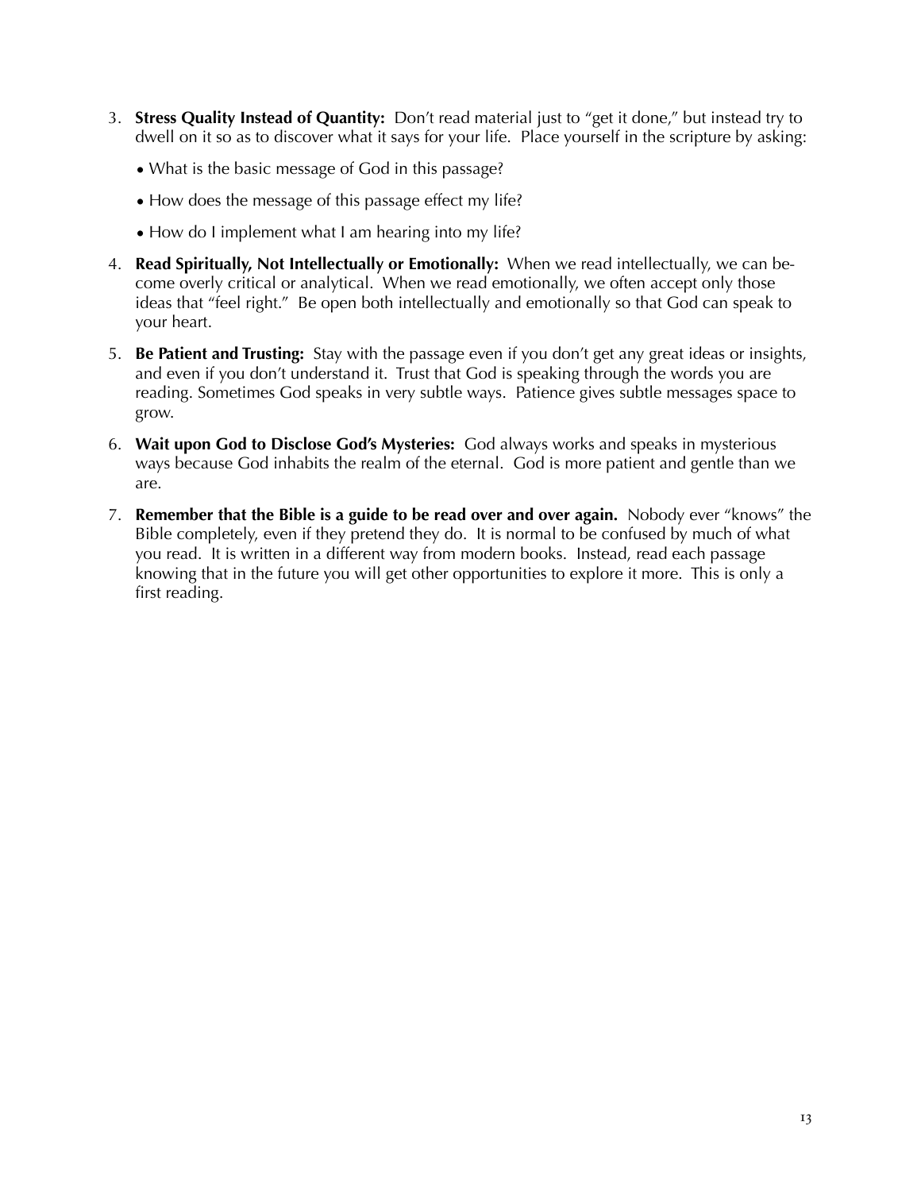3. **Stress Quality Instead of Quantity:** Don't read material just to "get it done," but instead try to dwell on it so as to discover what it says for your life. Place yourself in the scripture by asking:

   - What is the basic message of God in this passage?
   - How does the message of this passage effect my life?
   - How do I implement what I am hearing into my life?

4. **Read Spiritually, Not Intellectually or Emotionally:** When we read intellectually, we can become overly critical or analytical. When we read emotionally, we often accept only those ideas that "feel right." Be open both intellectually and emotionally so that God can speak to your heart.

5. **Be Patient and Trusting:** Stay with the passage even if you don't get any great ideas or insights, and even if you don't understand it. Trust that God is speaking through the words you are reading. Sometimes God speaks in very subtle ways. Patience gives subtle messages space to grow.

6. **Wait upon God to Disclose God's Mysteries:** God always works and speaks in mysterious ways because God inhabits the realm of the eternal. God is more patient and gentle than we are.

7. **Remember that the Bible is a guide to be read over and over again.** Nobody ever "knows" the Bible completely, even if they pretend they do. It is normal to be confused by much of what you read. It is written in a different way from modern books. Instead, read each passage knowing that in the future you will get other opportunities to explore it more. This is only a first reading.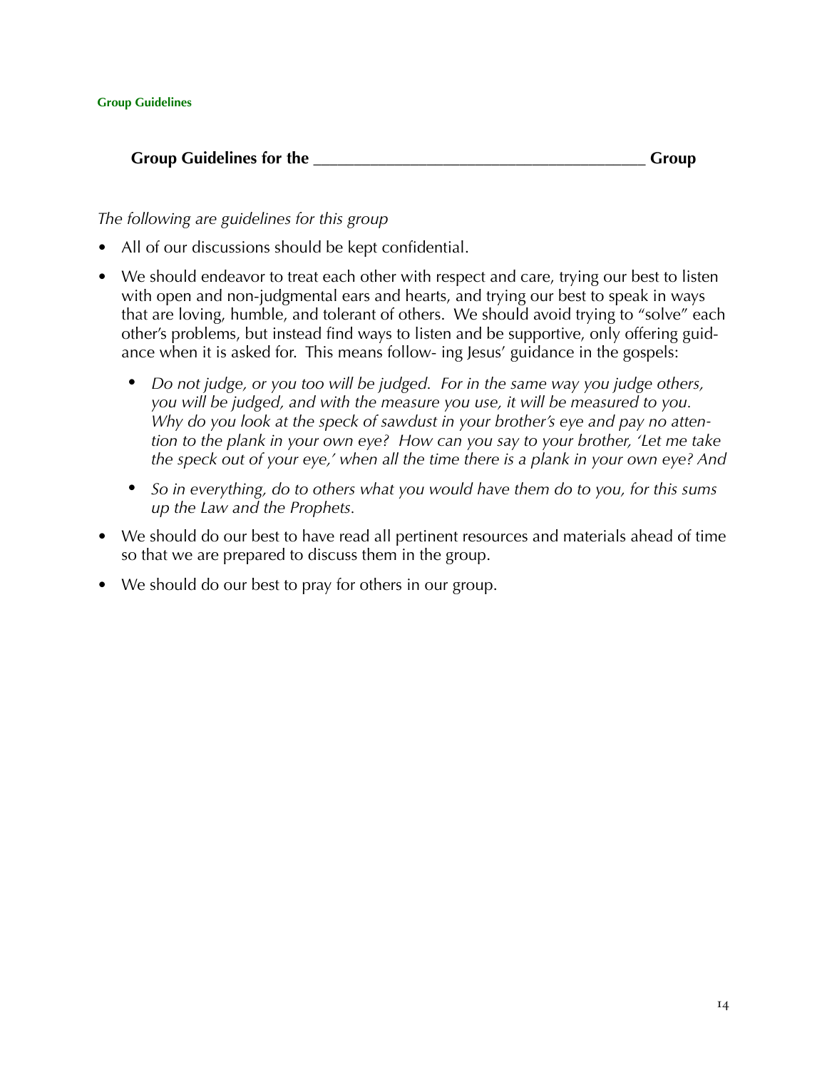## Group Guidelines for the ______________________________________ Group

*The following are guidelines for this group*

- All of our discussions should be kept confidential.
- We should endeavor to treat each other with respect and care, trying our best to listen with open and non-judgmental ears and hearts, and trying our best to speak in ways that are loving, humble, and tolerant of others. We should avoid trying to "solve" each other's problems, but instead find ways to listen and be supportive, only offering guidance when it is asked for. This means follow- ing Jesus' guidance in the gospels:
  - *Do not judge, or you too will be judged. For in the same way you judge others, you will be judged, and with the measure you use, it will be measured to you. Why do you look at the speck of sawdust in your brother's eye and pay no attention to the plank in your own eye? How can you say to your brother, 'Let me take the speck out of your eye,' when all the time there is a plank in your own eye? And*
  - *So in everything, do to others what you would have them do to you, for this sums up the Law and the Prophets.*
- We should do our best to have read all pertinent resources and materials ahead of time so that we are prepared to discuss them in the group.
- We should do our best to pray for others in our group.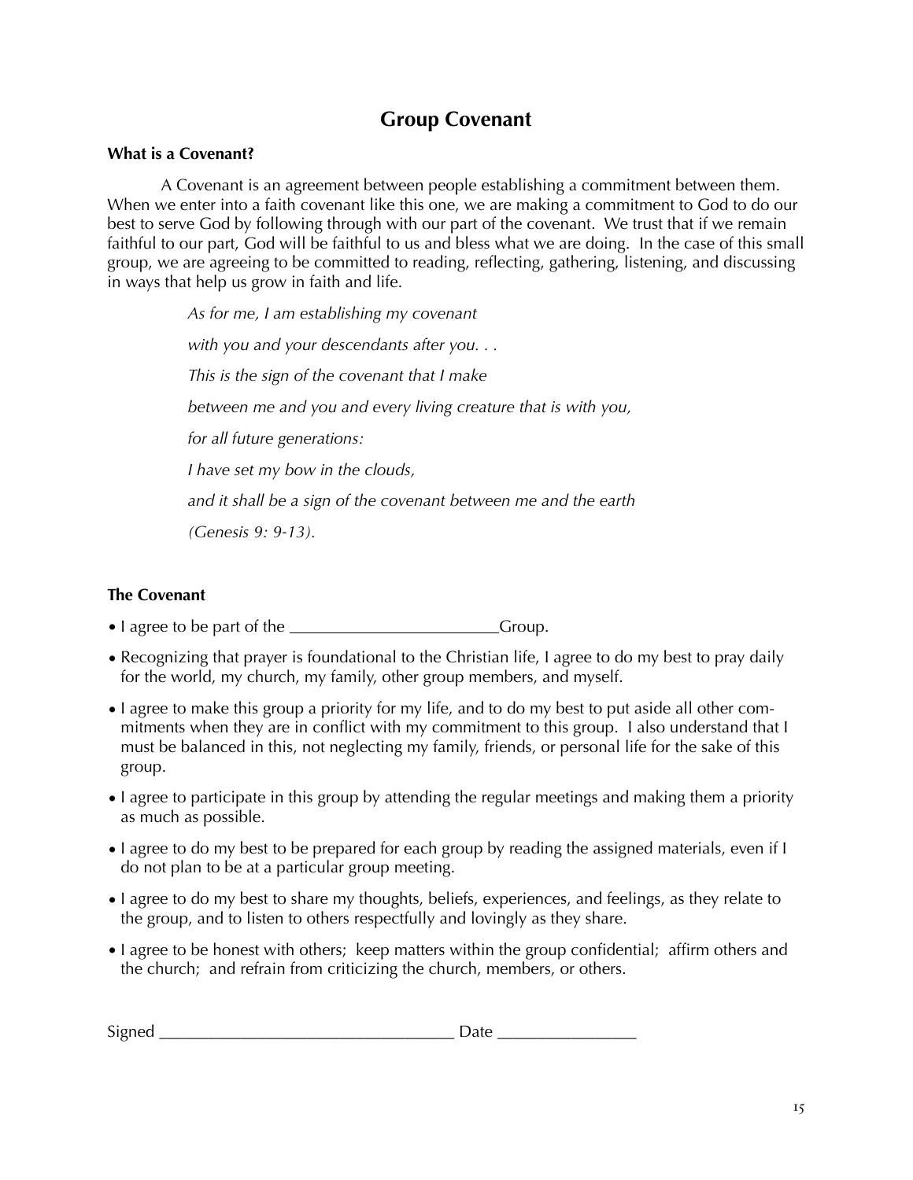# Group Covenant

**What is a Covenant?**

A Covenant is an agreement between people establishing a commitment between them. When we enter into a faith covenant like this one, we are making a commitment to God to do our best to serve God by following through with our part of the covenant. We trust that if we remain faithful to our part, God will be faithful to us and bless what we are doing. In the case of this small group, we are agreeing to be committed to reading, reflecting, gathering, listening, and discussing in ways that help us grow in faith and life.

> *As for me, I am establishing my covenant*
>
> *with you and your descendants after you. . .*
>
> *This is the sign of the covenant that I make*
>
> *between me and you and every living creature that is with you,*
>
> *for all future generations:*
>
> *I have set my bow in the clouds,*
>
> *and it shall be a sign of the covenant between me and the earth*
>
> *(Genesis 9: 9-13).*

**The Covenant**

- I agree to be part of the ________________________Group.
- Recognizing that prayer is foundational to the Christian life, I agree to do my best to pray daily for the world, my church, my family, other group members, and myself.
- I agree to make this group a priority for my life, and to do my best to put aside all other commitments when they are in conflict with my commitment to this group. I also understand that I must be balanced in this, not neglecting my family, friends, or personal life for the sake of this group.
- I agree to participate in this group by attending the regular meetings and making them a priority as much as possible.
- I agree to do my best to be prepared for each group by reading the assigned materials, even if I do not plan to be at a particular group meeting.
- I agree to do my best to share my thoughts, beliefs, experiences, and feelings, as they relate to the group, and to listen to others respectfully and lovingly as they share.
- I agree to be honest with others; keep matters within the group confidential; affirm others and the church; and refrain from criticizing the church, members, or others.

Signed ___________________________________ Date ________________